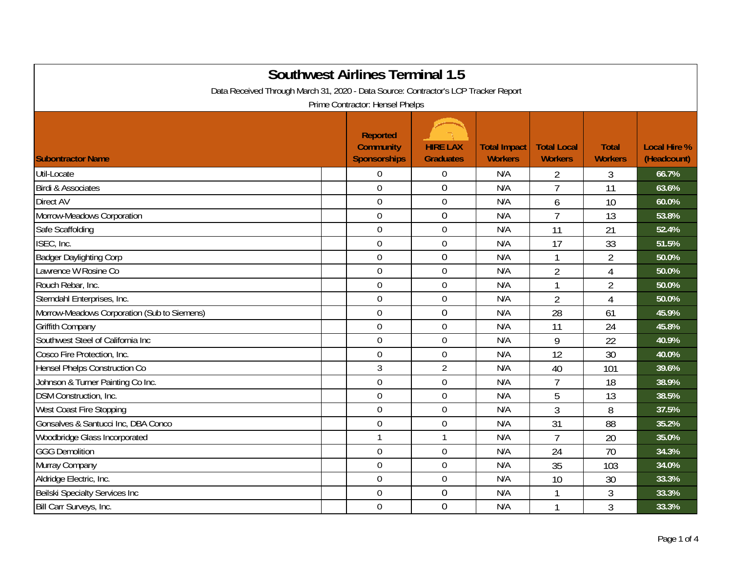# Southwest Airlines Terminal 1.5

Data Received Through March 31, 2020 - Data Source: Contractor's LCP Tracker Report

Prime Contractor: Hensel Phelps

| Subontractor Name | Reported Community Sponsorships | HIRE LAX Graduates | Total Impact Workers | Total Local Workers | Total Workers | Local Hire % (Headcount) |
|---|---|---|---|---|---|---|
| Util-Locate | 0 | 0 | N/A | 2 | 3 | 66.7% |
| Birdi & Associates | 0 | 0 | N/A | 7 | 11 | 63.6% |
| Direct AV | 0 | 0 | N/A | 6 | 10 | 60.0% |
| Morrow-Meadows Corporation | 0 | 0 | N/A | 7 | 13 | 53.8% |
| Safe Scaffolding | 0 | 0 | N/A | 11 | 21 | 52.4% |
| ISEC, Inc. | 0 | 0 | N/A | 17 | 33 | 51.5% |
| Badger Daylighting Corp | 0 | 0 | N/A | 1 | 2 | 50.0% |
| Lawrence W Rosine Co | 0 | 0 | N/A | 2 | 4 | 50.0% |
| Rouch Rebar, Inc. | 0 | 0 | N/A | 1 | 2 | 50.0% |
| Sterndahl Enterprises, Inc. | 0 | 0 | N/A | 2 | 4 | 50.0% |
| Morrow-Meadows Corporation (Sub to Siemens) | 0 | 0 | N/A | 28 | 61 | 45.9% |
| Griffith Company | 0 | 0 | N/A | 11 | 24 | 45.8% |
| Southwest Steel of California Inc | 0 | 0 | N/A | 9 | 22 | 40.9% |
| Cosco Fire Protection, Inc. | 0 | 0 | N/A | 12 | 30 | 40.0% |
| Hensel Phelps Construction Co | 3 | 2 | N/A | 40 | 101 | 39.6% |
| Johnson & Turner Painting Co Inc. | 0 | 0 | N/A | 7 | 18 | 38.9% |
| DSM Construction, Inc. | 0 | 0 | N/A | 5 | 13 | 38.5% |
| West Coast Fire Stopping | 0 | 0 | N/A | 3 | 8 | 37.5% |
| Gonsalves & Santucci Inc, DBA Conco | 0 | 0 | N/A | 31 | 88 | 35.2% |
| Woodbridge Glass Incorporated | 1 | 1 | N/A | 7 | 20 | 35.0% |
| GGG Demolition | 0 | 0 | N/A | 24 | 70 | 34.3% |
| Murray Company | 0 | 0 | N/A | 35 | 103 | 34.0% |
| Aldridge Electric, Inc. | 0 | 0 | N/A | 10 | 30 | 33.3% |
| Beilski Specialty Services Inc | 0 | 0 | N/A | 1 | 3 | 33.3% |
| Bill Carr Surveys, Inc. | 0 | 0 | N/A | 1 | 3 | 33.3% |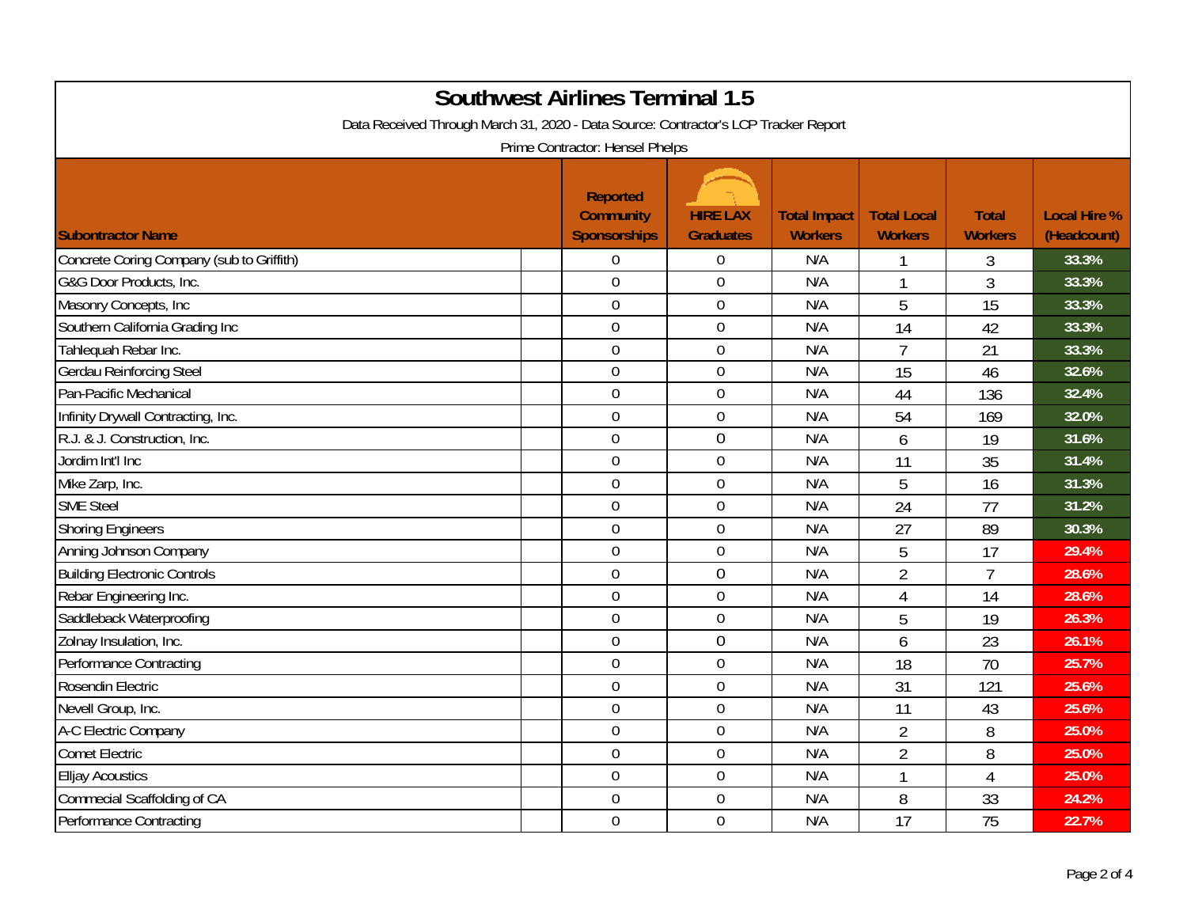# Southwest Airlines Terminal 1.5

Data Received Through March 31, 2020 - Data Source: Contractor's LCP Tracker Report

Prime Contractor: Hensel Phelps

| Subontractor Name | Reported Community Sponsorships | HIRE LAX Graduates | Total Impact Workers | Total Local Workers | Total Workers | Local Hire % (Headcount) |
|---|---|---|---|---|---|---|
| Concrete Coring Company (sub to Griffith) | 0 | 0 | N/A | 1 | 3 | 33.3% |
| G&G Door Products, Inc. | 0 | 0 | N/A | 1 | 3 | 33.3% |
| Masonry Concepts, Inc | 0 | 0 | N/A | 5 | 15 | 33.3% |
| Southern California Grading Inc | 0 | 0 | N/A | 14 | 42 | 33.3% |
| Tahlequah Rebar Inc. | 0 | 0 | N/A | 7 | 21 | 33.3% |
| Gerdau Reinforcing Steel | 0 | 0 | N/A | 15 | 46 | 32.6% |
| Pan-Pacific Mechanical | 0 | 0 | N/A | 44 | 136 | 32.4% |
| Infinity Drywall Contracting, Inc. | 0 | 0 | N/A | 54 | 169 | 32.0% |
| R.J. & J. Construction, Inc. | 0 | 0 | N/A | 6 | 19 | 31.6% |
| Jordim Int'l Inc | 0 | 0 | N/A | 11 | 35 | 31.4% |
| Mike Zarp, Inc. | 0 | 0 | N/A | 5 | 16 | 31.3% |
| SME Steel | 0 | 0 | N/A | 24 | 77 | 31.2% |
| Shoring Engineers | 0 | 0 | N/A | 27 | 89 | 30.3% |
| Anning Johnson Company | 0 | 0 | N/A | 5 | 17 | 29.4% |
| Building Electronic Controls | 0 | 0 | N/A | 2 | 7 | 28.6% |
| Rebar Engineering Inc. | 0 | 0 | N/A | 4 | 14 | 28.6% |
| Saddleback Waterproofing | 0 | 0 | N/A | 5 | 19 | 26.3% |
| Zolnay Insulation, Inc. | 0 | 0 | N/A | 6 | 23 | 26.1% |
| Performance Contracting | 0 | 0 | N/A | 18 | 70 | 25.7% |
| Rosendin Electric | 0 | 0 | N/A | 31 | 121 | 25.6% |
| Nevell Group, Inc. | 0 | 0 | N/A | 11 | 43 | 25.6% |
| A-C Electric Company | 0 | 0 | N/A | 2 | 8 | 25.0% |
| Comet Electric | 0 | 0 | N/A | 2 | 8 | 25.0% |
| Elljay Acoustics | 0 | 0 | N/A | 1 | 4 | 25.0% |
| Commecial Scaffolding of CA | 0 | 0 | N/A | 8 | 33 | 24.2% |
| Performance Contracting | 0 | 0 | N/A | 17 | 75 | 22.7% |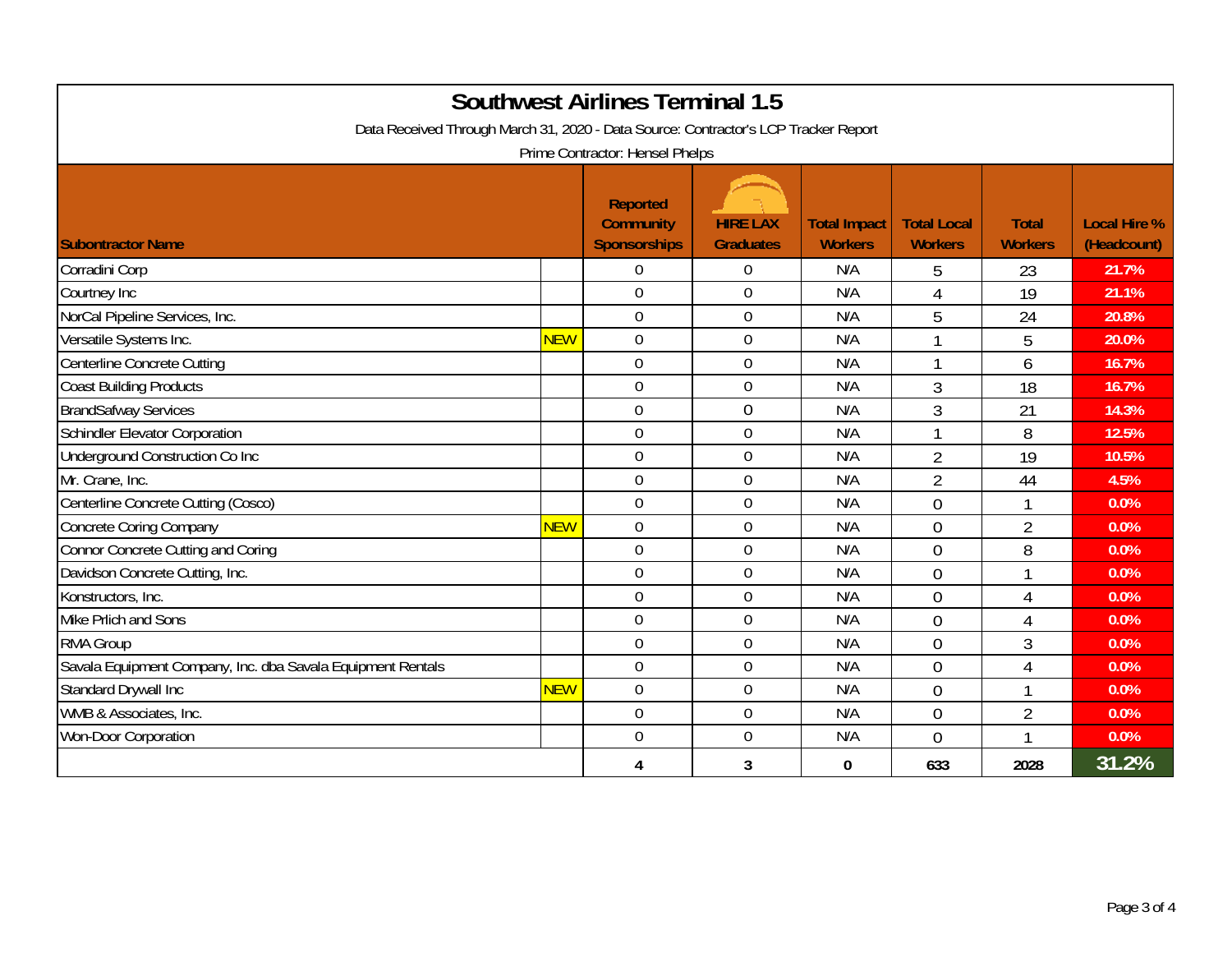# Southwest Airlines Terminal 1.5

Data Received Through March 31, 2020 - Data Source: Contractor's LCP Tracker Report

Prime Contractor: Hensel Phelps

| Subontractor Name | | Reported Community Sponsorships | HIRE LAX Graduates | Total Impact Workers | Total Local Workers | Total Workers | Local Hire % (Headcount) |
|---|---|---|---|---|---|---|---|
| Corradini Corp | | 0 | 0 | N/A | 5 | 23 | 21.7% |
| Courtney Inc | | 0 | 0 | N/A | 4 | 19 | 21.1% |
| NorCal Pipeline Services, Inc. | | 0 | 0 | N/A | 5 | 24 | 20.8% |
| Versatile Systems Inc. | NEW | 0 | 0 | N/A | 1 | 5 | 20.0% |
| Centerline Concrete Cutting | | 0 | 0 | N/A | 1 | 6 | 16.7% |
| Coast Building Products | | 0 | 0 | N/A | 3 | 18 | 16.7% |
| BrandSafway Services | | 0 | 0 | N/A | 3 | 21 | 14.3% |
| Schindler Elevator Corporation | | 0 | 0 | N/A | 1 | 8 | 12.5% |
| Underground Construction Co Inc | | 0 | 0 | N/A | 2 | 19 | 10.5% |
| Mr. Crane, Inc. | | 0 | 0 | N/A | 2 | 44 | 4.5% |
| Centerline Concrete Cutting (Cosco) | | 0 | 0 | N/A | 0 | 1 | 0.0% |
| Concrete Coring Company | NEW | 0 | 0 | N/A | 0 | 2 | 0.0% |
| Connor Concrete Cutting and Coring | | 0 | 0 | N/A | 0 | 8 | 0.0% |
| Davidson Concrete Cutting, Inc. | | 0 | 0 | N/A | 0 | 1 | 0.0% |
| Konstructors, Inc. | | 0 | 0 | N/A | 0 | 4 | 0.0% |
| Mike Prlich and Sons | | 0 | 0 | N/A | 0 | 4 | 0.0% |
| RMA Group | | 0 | 0 | N/A | 0 | 3 | 0.0% |
| Savala Equipment Company, Inc. dba Savala Equipment Rentals | | 0 | 0 | N/A | 0 | 4 | 0.0% |
| Standard Drywall Inc | NEW | 0 | 0 | N/A | 0 | 1 | 0.0% |
| WMB & Associates, Inc. | | 0 | 0 | N/A | 0 | 2 | 0.0% |
| Won-Door Corporation | | 0 | 0 | N/A | 0 | 1 | 0.0% |
| | | 4 | 3 | 0 | 633 | 2028 | 31.2% |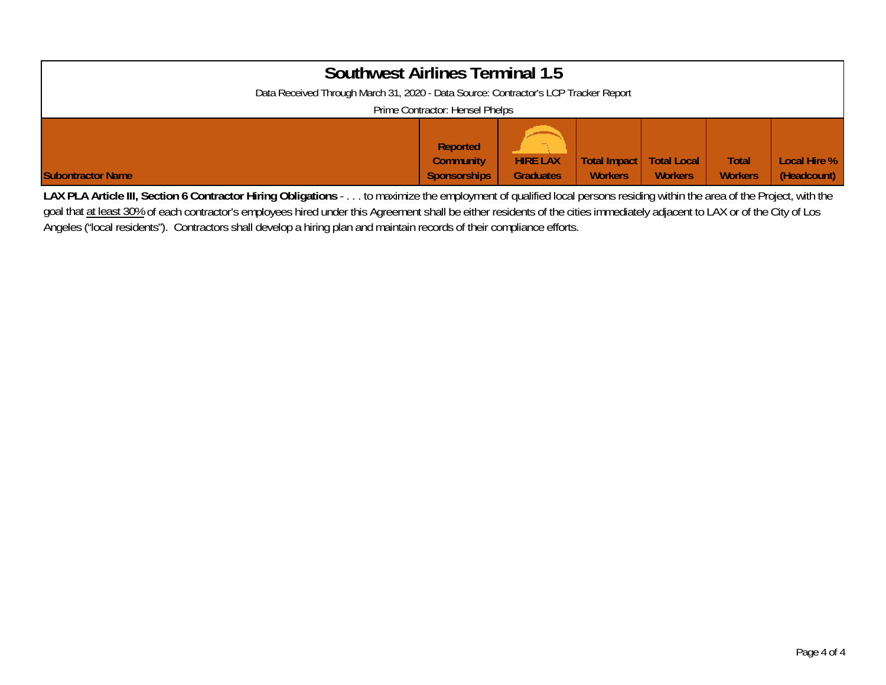# Southwest Airlines Terminal 1.5

Data Received Through March 31, 2020 - Data Source: Contractor's LCP Tracker Report

Prime Contractor: Hensel Phelps

| Subontractor Name | Reported Community Sponsorships | HIRE LAX Graduates | Total Impact Workers | Total Local Workers | Total Workers | Local Hire % (Headcount) |
|---|---|---|---|---|---|---|

**LAX PLA Article III, Section 6 Contractor Hiring Obligations** - . . . to maximize the employment of qualified local persons residing within the area of the Project, with the goal that at least 30% of each contractor's employees hired under this Agreement shall be either residents of the cities immediately adjacent to LAX or of the City of Los Angeles ("local residents"). Contractors shall develop a hiring plan and maintain records of their compliance efforts.